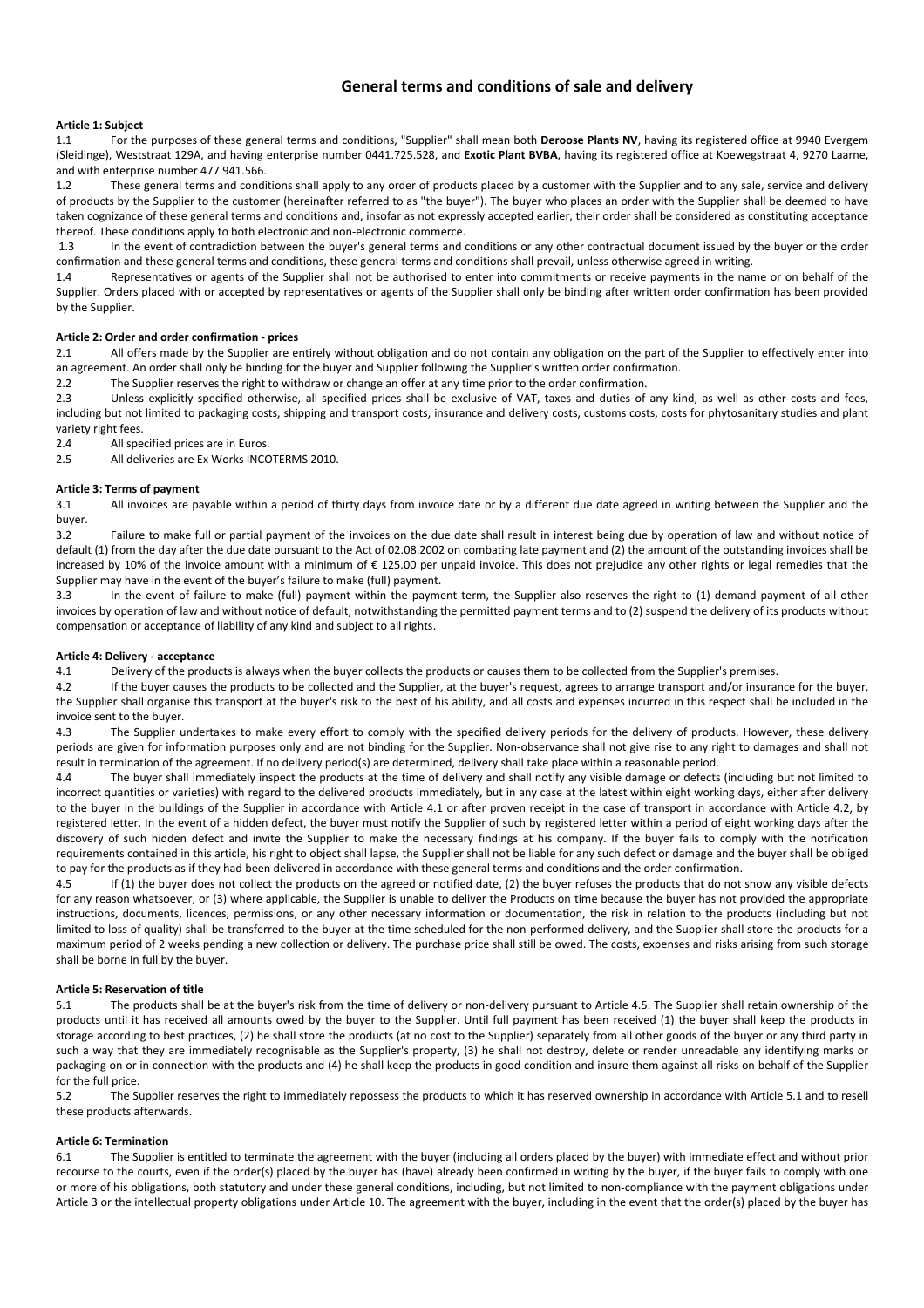# General terms and conditions of sale and delivery

### Article 1: Subject

1.1 For the purposes of these general terms and conditions, "Supplier" shall mean both **Deroose Plants NV**, having its registered office at 9940 Evergem (Sleidinge), Weststraat 129A, and having enterprise number 0441.725.528, and **Exotic Plant BVBA**, having its registered office at Koewegstraat 4, 9270 Laarne, and with enterprise number 477.941.566.

1.2 These general terms and conditions shall apply to any order of products placed by a customer with the Supplier and to any sale, service and delivery of products by the Supplier to the customer (hereinafter referred to as "the buyer"). The buyer who places an order with the Supplier shall be deemed to have taken cognizance of these general terms and conditions and, insofar as not expressly accepted earlier, their order shall be considered as constituting acceptance thereof. These conditions apply to both electronic and non-electronic commerce.

1.3 In the event of contradiction between the buyer's general terms and conditions or any other contractual document issued by the buyer or the order confirmation and these general terms and conditions, these general terms and conditions shall prevail, unless otherwise agreed in writing.

1.4 Representatives or agents of the Supplier shall not be authorised to enter into commitments or receive payments in the name or on behalf of the Supplier. Orders placed with or accepted by representatives or agents of the Supplier shall only be binding after written order confirmation has been provided by the Supplier.

### Article 2: Order and order confirmation - prices

2.1 All offers made by the Supplier are entirely without obligation and do not contain any obligation on the part of the Supplier to effectively enter into an agreement. An order shall only be binding for the buyer and Supplier following the Supplier's written order confirmation.

2.2 The Supplier reserves the right to withdraw or change an offer at any time prior to the order confirmation.

2.3 Unless explicitly specified otherwise, all specified prices shall be exclusive of VAT, taxes and duties of any kind, as well as other costs and fees, including but not limited to packaging costs, shipping and transport costs, insurance and delivery costs, customs costs, costs for phytosanitary studies and plant variety right fees.

2.4 All specified prices are in Euros.

2.5 All deliveries are Ex Works INCOTERMS 2010.

### Article 3: Terms of payment

3.1 All invoices are payable within a period of thirty days from invoice date or by a different due date agreed in writing between the Supplier and the buyer.

3.2 Failure to make full or partial payment of the invoices on the due date shall result in interest being due by operation of law and without notice of default (1) from the day after the due date pursuant to the Act of 02.08.2002 on combating late payment and (2) the amount of the outstanding invoices shall be increased by 10% of the invoice amount with a minimum of € 125.00 per unpaid invoice. This does not prejudice any other rights or legal remedies that the Supplier may have in the event of the buyer's failure to make (full) payment.

3.3 In the event of failure to make (full) payment within the payment term, the Supplier also reserves the right to (1) demand payment of all other invoices by operation of law and without notice of default, notwithstanding the permitted payment terms and to (2) suspend the delivery of its products without compensation or acceptance of liability of any kind and subject to all rights.

### Article 4: Delivery - acceptance

4.1 Delivery of the products is always when the buyer collects the products or causes them to be collected from the Supplier's premises.

4.2 If the buyer causes the products to be collected and the Supplier, at the buyer's request, agrees to arrange transport and/or insurance for the buyer, the Supplier shall organise this transport at the buyer's risk to the best of his ability, and all costs and expenses incurred in this respect shall be included in the invoice sent to the buyer.

4.3 The Supplier undertakes to make every effort to comply with the specified delivery periods for the delivery of products. However, these delivery periods are given for information purposes only and are not binding for the Supplier. Non-observance shall not give rise to any right to damages and shall not result in termination of the agreement. If no delivery period(s) are determined, delivery shall take place within a reasonable period.

4.4 The buyer shall immediately inspect the products at the time of delivery and shall notify any visible damage or defects (including but not limited to incorrect quantities or varieties) with regard to the delivered products immediately, but in any case at the latest within eight working days, either after delivery to the buyer in the buildings of the Supplier in accordance with Article 4.1 or after proven receipt in the case of transport in accordance with Article 4.2, by registered letter. In the event of a hidden defect, the buyer must notify the Supplier of such by registered letter within a period of eight working days after the discovery of such hidden defect and invite the Supplier to make the necessary findings at his company. If the buyer fails to comply with the notification requirements contained in this article, his right to object shall lapse, the Supplier shall not be liable for any such defect or damage and the buyer shall be obliged to pay for the products as if they had been delivered in accordance with these general terms and conditions and the order confirmation.

4.5 If (1) the buyer does not collect the products on the agreed or notified date, (2) the buyer refuses the products that do not show any visible defects for any reason whatsoever, or (3) where applicable, the Supplier is unable to deliver the Products on time because the buyer has not provided the appropriate instructions, documents, licences, permissions, or any other necessary information or documentation, the risk in relation to the products (including but not limited to loss of quality) shall be transferred to the buyer at the time scheduled for the non-performed delivery, and the Supplier shall store the products for a maximum period of 2 weeks pending a new collection or delivery. The purchase price shall still be owed. The costs, expenses and risks arising from such storage shall be borne in full by the buyer.

### Article 5: Reservation of title

5.1 The products shall be at the buyer's risk from the time of delivery or non-delivery pursuant to Article 4.5. The Supplier shall retain ownership of the products until it has received all amounts owed by the buyer to the Supplier. Until full payment has been received (1) the buyer shall keep the products in storage according to best practices, (2) he shall store the products (at no cost to the Supplier) separately from all other goods of the buyer or any third party in such a way that they are immediately recognisable as the Supplier's property, (3) he shall not destroy, delete or render unreadable any identifying marks or packaging on or in connection with the products and (4) he shall keep the products in good condition and insure them against all risks on behalf of the Supplier for the full price.

5.2 The Supplier reserves the right to immediately repossess the products to which it has reserved ownership in accordance with Article 5.1 and to resell these products afterwards.

### Article 6: Termination

6.1 The Supplier is entitled to terminate the agreement with the buyer (including all orders placed by the buyer) with immediate effect and without prior recourse to the courts, even if the order(s) placed by the buyer has (have) already been confirmed in writing by the buyer, if the buyer fails to comply with one or more of his obligations, both statutory and under these general conditions, including, but not limited to non-compliance with the payment obligations under Article 3 or the intellectual property obligations under Article 10. The agreement with the buyer, including in the event that the order(s) placed by the buyer has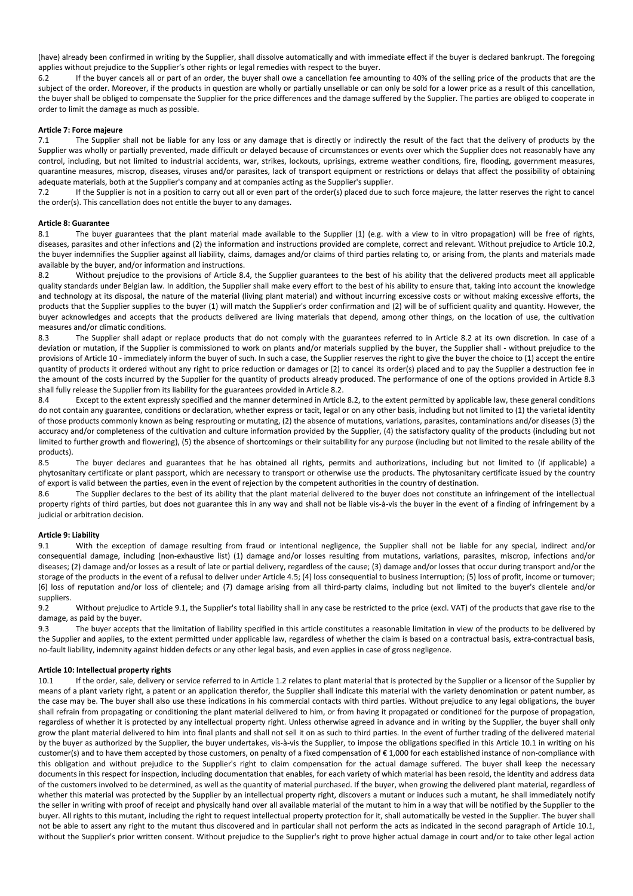(have) already been confirmed in writing by the Supplier, shall dissolve automatically and with immediate effect if the buyer is declared bankrupt. The foregoing applies without prejudice to the Supplier's other rights or legal remedies with respect to the buyer.

6.2 If the buyer cancels all or part of an order, the buyer shall owe a cancellation fee amounting to 40% of the selling price of the products that are the subject of the order. Moreover, if the products in question are wholly or partially unsellable or can only be sold for a lower price as a result of this cancellation, the buyer shall be obliged to compensate the Supplier for the price differences and the damage suffered by the Supplier. The parties are obliged to cooperate in order to limit the damage as much as possible.

#### Article 7: Force majeure

7.1 The Supplier shall not be liable for any loss or any damage that is directly or indirectly the result of the fact that the delivery of products by the Supplier was wholly or partially prevented, made difficult or delayed because of circumstances or events over which the Supplier does not reasonably have any control, including, but not limited to industrial accidents, war, strikes, lockouts, uprisings, extreme weather conditions, fire, flooding, government measures, quarantine measures, miscrop, diseases, viruses and/or parasites, lack of transport equipment or restrictions or delays that affect the possibility of obtaining adequate materials, both at the Supplier's company and at companies acting as the Supplier's supplier.

7.2 If the Supplier is not in a position to carry out all or even part of the order(s) placed due to such force majeure, the latter reserves the right to cancel the order(s). This cancellation does not entitle the buyer to any damages.

#### Article 8: Guarantee

8.1 The buyer guarantees that the plant material made available to the Supplier (1) (e.g. with a view to in vitro propagation) will be free of rights, diseases, parasites and other infections and (2) the information and instructions provided are complete, correct and relevant. Without prejudice to Article 10.2, the buyer indemnifies the Supplier against all liability, claims, damages and/or claims of third parties relating to, or arising from, the plants and materials made available by the buyer, and/or information and instructions.

8.2 Without prejudice to the provisions of Article 8.4, the Supplier guarantees to the best of his ability that the delivered products meet all applicable quality standards under Belgian law. In addition, the Supplier shall make every effort to the best of his ability to ensure that, taking into account the knowledge and technology at its disposal, the nature of the material (living plant material) and without incurring excessive costs or without making excessive efforts, the products that the Supplier supplies to the buyer (1) will match the Supplier's order confirmation and (2) will be of sufficient quality and quantity. However, the buyer acknowledges and accepts that the products delivered are living materials that depend, among other things, on the location of use, the cultivation measures and/or climatic conditions.

8.3 The Supplier shall adapt or replace products that do not comply with the guarantees referred to in Article 8.2 at its own discretion. In case of a deviation or mutation, if the Supplier is commissioned to work on plants and/or materials supplied by the buyer, the Supplier shall - without prejudice to the provisions of Article 10 - immediately inform the buyer of such. In such a case, the Supplier reserves the right to give the buyer the choice to (1) accept the entire quantity of products it ordered without any right to price reduction or damages or (2) to cancel its order(s) placed and to pay the Supplier a destruction fee in the amount of the costs incurred by the Supplier for the quantity of products already produced. The performance of one of the options provided in Article 8.3 shall fully release the Supplier from its liability for the guarantees provided in Article 8.2.

8.4 Except to the extent expressly specified and the manner determined in Article 8.2, to the extent permitted by applicable law, these general conditions do not contain any guarantee, conditions or declaration, whether express or tacit, legal or on any other basis, including but not limited to (1) the varietal identity of those products commonly known as being resprouting or mutating, (2) the absence of mutations, variations, parasites, contaminations and/or diseases (3) the accuracy and/or completeness of the cultivation and culture information provided by the Supplier, (4) the satisfactory quality of the products (including but not limited to further growth and flowering), (5) the absence of shortcomings or their suitability for any purpose (including but not limited to the resale ability of the products).

8.5 The buyer declares and guarantees that he has obtained all rights, permits and authorizations, including but not limited to (if applicable) a phytosanitary certificate or plant passport, which are necessary to transport or otherwise use the products. The phytosanitary certificate issued by the country of export is valid between the parties, even in the event of rejection by the competent authorities in the country of destination.

8.6 The Supplier declares to the best of its ability that the plant material delivered to the buyer does not constitute an infringement of the intellectual property rights of third parties, but does not guarantee this in any way and shall not be liable vis-à-vis the buyer in the event of a finding of infringement by a judicial or arbitration decision.

#### Article 9: Liability

9.1 With the exception of damage resulting from fraud or intentional negligence, the Supplier shall not be liable for any special, indirect and/or consequential damage, including (non-exhaustive list) (1) damage and/or losses resulting from mutations, variations, parasites, miscrop, infections and/or diseases; (2) damage and/or losses as a result of late or partial delivery, regardless of the cause; (3) damage and/or losses that occur during transport and/or the storage of the products in the event of a refusal to deliver under Article 4.5; (4) loss consequential to business interruption; (5) loss of profit, income or turnover; (6) loss of reputation and/or loss of clientele; and (7) damage arising from all third-party claims, including but not limited to the buyer's clientele and/or suppliers.

9.2 Without prejudice to Article 9.1, the Supplier's total liability shall in any case be restricted to the price (excl. VAT) of the products that gave rise to the damage, as paid by the buyer.

9.3 The buyer accepts that the limitation of liability specified in this article constitutes a reasonable limitation in view of the products to be delivered by the Supplier and applies, to the extent permitted under applicable law, regardless of whether the claim is based on a contractual basis, extra-contractual basis, no-fault liability, indemnity against hidden defects or any other legal basis, and even applies in case of gross negligence.

#### Article 10: Intellectual property rights

10.1 If the order, sale, delivery or service referred to in Article 1.2 relates to plant material that is protected by the Supplier or a licensor of the Supplier by means of a plant variety right, a patent or an application therefor, the Supplier shall indicate this material with the variety denomination or patent number, as the case may be. The buyer shall also use these indications in his commercial contacts with third parties. Without prejudice to any legal obligations, the buyer shall refrain from propagating or conditioning the plant material delivered to him, or from having it propagated or conditioned for the purpose of propagation, regardless of whether it is protected by any intellectual property right. Unless otherwise agreed in advance and in writing by the Supplier, the buyer shall only grow the plant material delivered to him into final plants and shall not sell it on as such to third parties. In the event of further trading of the delivered material by the buyer as authorized by the Supplier, the buyer undertakes, vis-à-vis the Supplier, to impose the obligations specified in this Article 10.1 in writing on his customer(s) and to have them accepted by those customers, on penalty of a fixed compensation of € 1,000 for each established instance of non-compliance with this obligation and without prejudice to the Supplier's right to claim compensation for the actual damage suffered. The buyer shall keep the necessary documents in this respect for inspection, including documentation that enables, for each variety of which material has been resold, the identity and address data of the customers involved to be determined, as well as the quantity of material purchased. If the buyer, when growing the delivered plant material, regardless of whether this material was protected by the Supplier by an intellectual property right, discovers a mutant or induces such a mutant, he shall immediately notify the seller in writing with proof of receipt and physically hand over all available material of the mutant to him in a way that will be notified by the Supplier to the buyer. All rights to this mutant, including the right to request intellectual property protection for it, shall automatically be vested in the Supplier. The buyer shall not be able to assert any right to the mutant thus discovered and in particular shall not perform the acts as indicated in the second paragraph of Article 10.1, without the Supplier's prior written consent. Without prejudice to the Supplier's right to prove higher actual damage in court and/or to take other legal action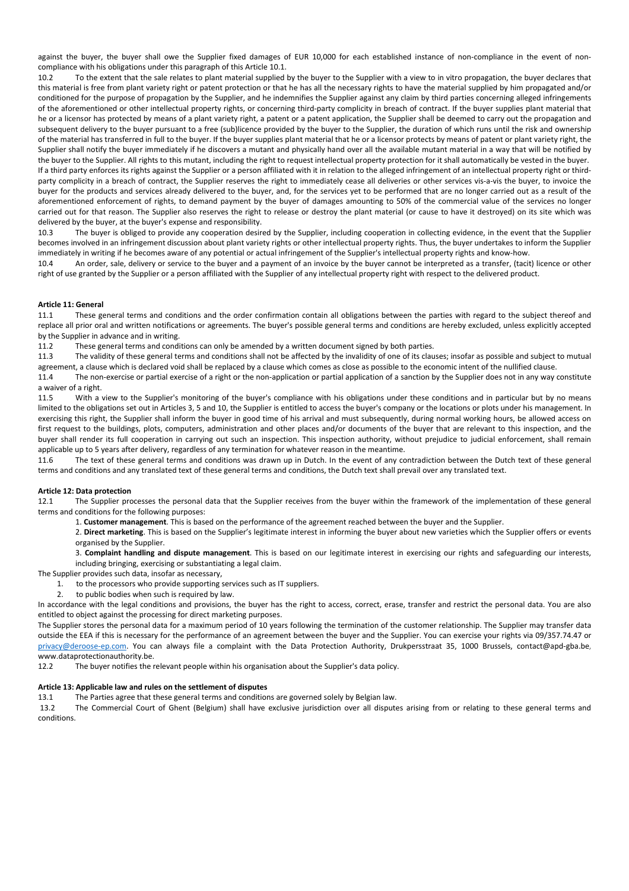against the buyer, the buyer shall owe the Supplier fixed damages of EUR 10,000 for each established instance of non-compliance in the event of non-compliance with his obligations under this paragraph of this Article 10.1.

10.2 To the extent that the sale relates to plant material supplied by the buyer to the Supplier with a view to in vitro propagation, the buyer declares that this material is free from plant variety right or patent protection or that he has all the necessary rights to have the material supplied by him propagated and/or conditioned for the purpose of propagation by the Supplier, and he indemnifies the Supplier against any claim by third parties concerning alleged infringements of the aforementioned or other intellectual property rights, or concerning third-party complicity in breach of contract. If the buyer supplies plant material that he or a licensor has protected by means of a plant variety right, a patent or a patent application, the Supplier shall be deemed to carry out the propagation and subsequent delivery to the buyer pursuant to a free (sub)licence provided by the buyer to the Supplier, the duration of which runs until the risk and ownership of the material has transferred in full to the buyer. If the buyer supplies plant material that he or a licensor protects by means of patent or plant variety right, the Supplier shall notify the buyer immediately if he discovers a mutant and physically hand over all the available mutant material in a way that will be notified by the buyer to the Supplier. All rights to this mutant, including the right to request intellectual property protection for it shall automatically be vested in the buyer.

If a third party enforces its rights against the Supplier or a person affiliated with it in relation to the alleged infringement of an intellectual property right or third-party complicity in a breach of contract, the Supplier reserves the right to immediately cease all deliveries or other services vis-a-vis the buyer, to invoice the buyer for the products and services already delivered to the buyer, and, for the services yet to be performed that are no longer carried out as a result of the aforementioned enforcement of rights, to demand payment by the buyer of damages amounting to 50% of the commercial value of the services no longer carried out for that reason. The Supplier also reserves the right to release or destroy the plant material (or cause to have it destroyed) on its site which was delivered by the buyer, at the buyer's expense and responsibility.

10.3 The buyer is obliged to provide any cooperation desired by the Supplier, including cooperation in collecting evidence, in the event that the Supplier becomes involved in an infringement discussion about plant variety rights or other intellectual property rights. Thus, the buyer undertakes to inform the Supplier immediately in writing if he becomes aware of any potential or actual infringement of the Supplier's intellectual property rights and know-how.

10.4 An order, sale, delivery or service to the buyer and a payment of an invoice by the buyer cannot be interpreted as a transfer, (tacit) licence or other right of use granted by the Supplier or a person affiliated with the Supplier of any intellectual property right with respect to the delivered product.

**Article 11: General**

11.1 These general terms and conditions and the order confirmation contain all obligations between the parties with regard to the subject thereof and replace all prior oral and written notifications or agreements. The buyer's possible general terms and conditions are hereby excluded, unless explicitly accepted by the Supplier in advance and in writing.

11.2 These general terms and conditions can only be amended by a written document signed by both parties.

11.3 The validity of these general terms and conditions shall not be affected by the invalidity of one of its clauses; insofar as possible and subject to mutual agreement, a clause which is declared void shall be replaced by a clause which comes as close as possible to the economic intent of the nullified clause.

11.4 The non-exercise or partial exercise of a right or the non-application or partial application of a sanction by the Supplier does not in any way constitute a waiver of a right.

11.5 With a view to the Supplier's monitoring of the buyer's compliance with his obligations under these conditions and in particular but by no means limited to the obligations set out in Articles 3, 5 and 10, the Supplier is entitled to access the buyer's company or the locations or plots under his management. In exercising this right, the Supplier shall inform the buyer in good time of his arrival and must subsequently, during normal working hours, be allowed access on first request to the buildings, plots, computers, administration and other places and/or documents of the buyer that are relevant to this inspection, and the buyer shall render its full cooperation in carrying out such an inspection. This inspection authority, without prejudice to judicial enforcement, shall remain applicable up to 5 years after delivery, regardless of any termination for whatever reason in the meantime.

11.6 The text of these general terms and conditions was drawn up in Dutch. In the event of any contradiction between the Dutch text of these general terms and conditions and any translated text of these general terms and conditions, the Dutch text shall prevail over any translated text.

**Article 12: Data protection**

12.1 The Supplier processes the personal data that the Supplier receives from the buyer within the framework of the implementation of these general terms and conditions for the following purposes:

1. **Customer management**. This is based on the performance of the agreement reached between the buyer and the Supplier.
2. **Direct marketing**. This is based on the Supplier's legitimate interest in informing the buyer about new varieties which the Supplier offers or events organised by the Supplier.
3. **Complaint handling and dispute management**. This is based on our legitimate interest in exercising our rights and safeguarding our interests, including bringing, exercising or substantiating a legal claim.

The Supplier provides such data, insofar as necessary,

1. to the processors who provide supporting services such as IT suppliers.
2. to public bodies when such is required by law.

In accordance with the legal conditions and provisions, the buyer has the right to access, correct, erase, transfer and restrict the personal data. You are also entitled to object against the processing for direct marketing purposes.

The Supplier stores the personal data for a maximum period of 10 years following the termination of the customer relationship. The Supplier may transfer data outside the EEA if this is necessary for the performance of an agreement between the buyer and the Supplier. You can exercise your rights via 09/357.74.47 or privacy@deroose-ep.com. You can always file a complaint with the Data Protection Authority, Drukpersstraat 35, 1000 Brussels, contact@apd-gba.be, www.dataprotectionauthority.be.

12.2 The buyer notifies the relevant people within his organisation about the Supplier's data policy.

**Article 13: Applicable law and rules on the settlement of disputes**

13.1 The Parties agree that these general terms and conditions are governed solely by Belgian law.

13.2 The Commercial Court of Ghent (Belgium) shall have exclusive jurisdiction over all disputes arising from or relating to these general terms and conditions.